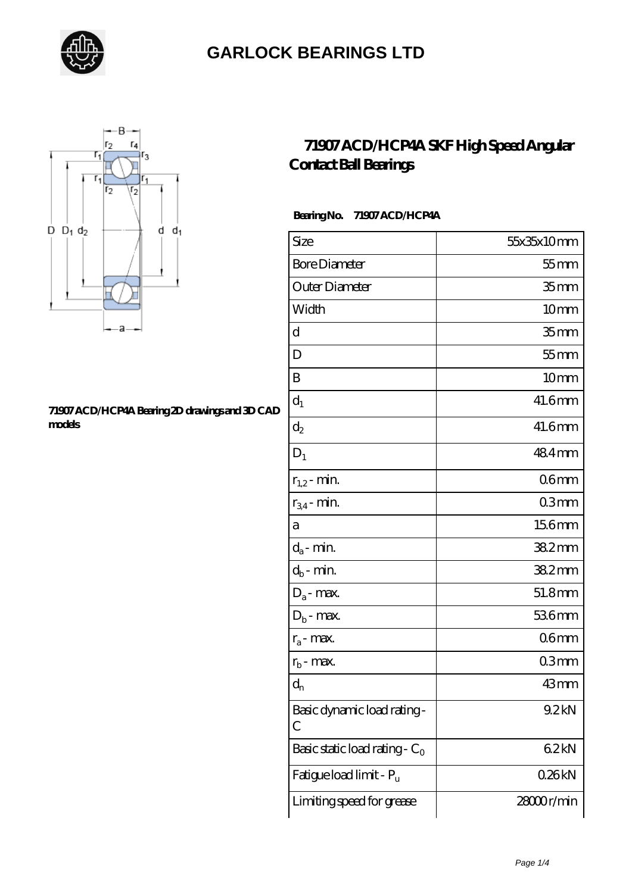# GARLOCK BEARINGS LTD

71907 ACD/HCP4A Bearing 2D drawings and 3D CAD models

## 71907 ACD/HCP4A SKF High Speed Angular Contact Ball Bearings

**Bearing No. 71907 ACD/HCP4A**

| Size | 55x35x10 mm |
|---|---|
| Bore Diameter | 55 mm |
| Outer Diameter | 35 mm |
| Width | 10 mm |
| d | 35 mm |
| D | 55 mm |
| B | 10 mm |
| $d_1$ | 41.6 mm |
| $d_2$ | 41.6 mm |
| $D_1$ | 48.4 mm |
| $r_{1,2}$ - min. | 0.6 mm |
| $r_{3,4}$ - min. | 0.3 mm |
| a | 15.6 mm |
| $d_a$ - min. | 38.2 mm |
| $d_b$ - min. | 38.2 mm |
| $D_a$ - max. | 51.8 mm |
| $D_b$ - max. | 53.6 mm |
| $r_a$ - max. | 0.6 mm |
| $r_b$ - max. | 0.3 mm |
| $d_n$ | 43 mm |
| Basic dynamic load rating - C | 9.2 kN |
| Basic static load rating - $C_0$ | 6.2 kN |
| Fatigue load limit - $P_u$ | 0.26 kN |
| Limiting speed for grease | 28000 r/min |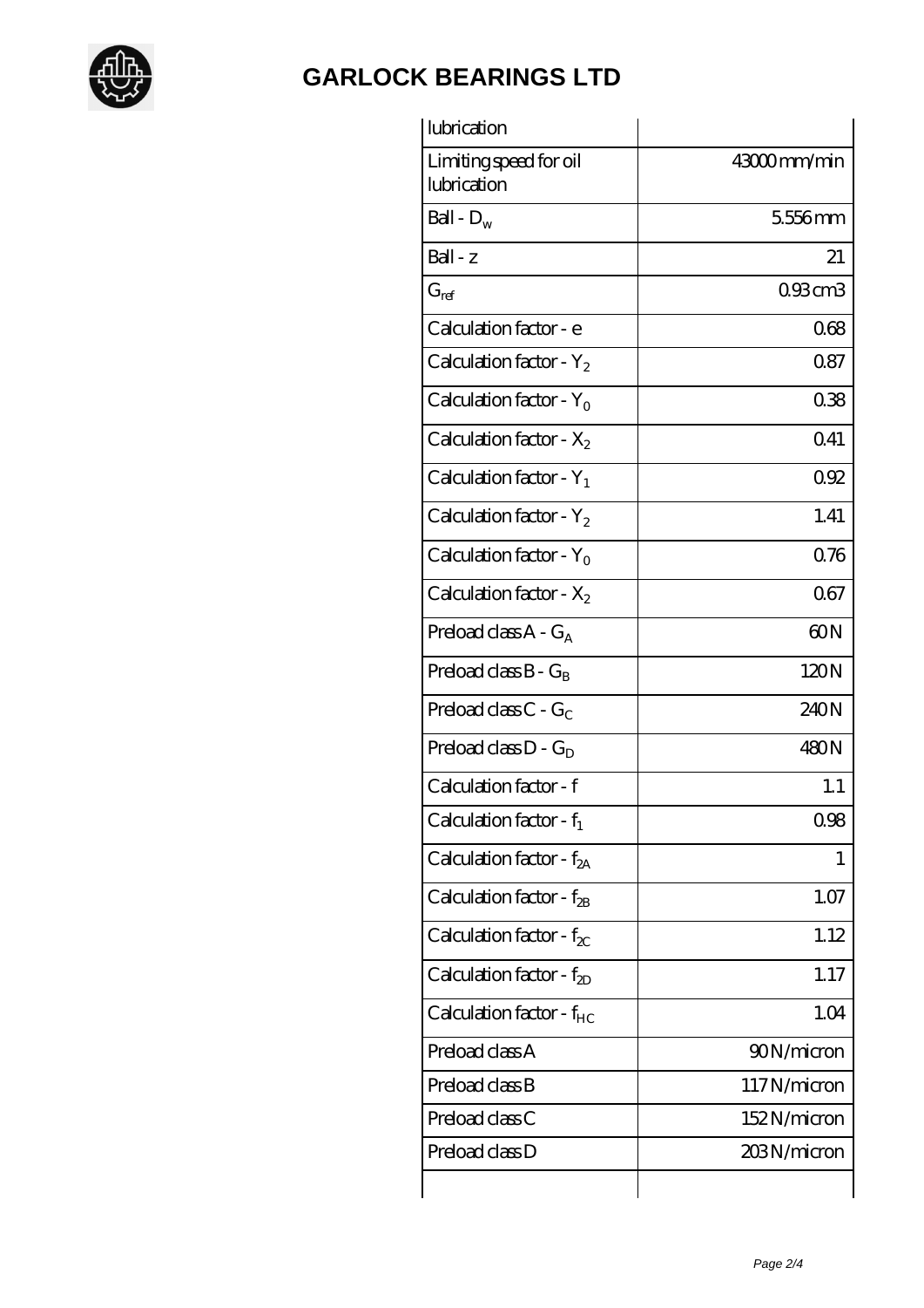# GARLOCK BEARINGS LTD

| lubrication | |
|---|---|
| Limiting speed for oil lubrication | 43000 mm/min |
| Ball - $D_w$ | 5.556 mm |
| Ball - z | 21 |
| $G_{ref}$ | 0.93 cm3 |
| Calculation factor - e | 0.68 |
| Calculation factor - $Y_2$ | 0.87 |
| Calculation factor - $Y_0$ | 0.38 |
| Calculation factor - $X_2$ | 0.41 |
| Calculation factor - $Y_1$ | 0.92 |
| Calculation factor - $Y_2$ | 1.41 |
| Calculation factor - $Y_0$ | 0.76 |
| Calculation factor - $X_2$ | 0.67 |
| Preload class A - $G_A$ | 60 N |
| Preload class B - $G_B$ | 120 N |
| Preload class C - $G_C$ | 240 N |
| Preload class D - $G_D$ | 480 N |
| Calculation factor - f | 1.1 |
| Calculation factor - $f_1$ | 0.98 |
| Calculation factor - $f_{2A}$ | 1 |
| Calculation factor - $f_{2B}$ | 1.07 |
| Calculation factor - $f_{2C}$ | 1.12 |
| Calculation factor - $f_{2D}$ | 1.17 |
| Calculation factor - $f_{HC}$ | 1.04 |
| Preload class A | 90 N/micron |
| Preload class B | 117 N/micron |
| Preload class C | 152 N/micron |
| Preload class D | 203 N/micron |
| | |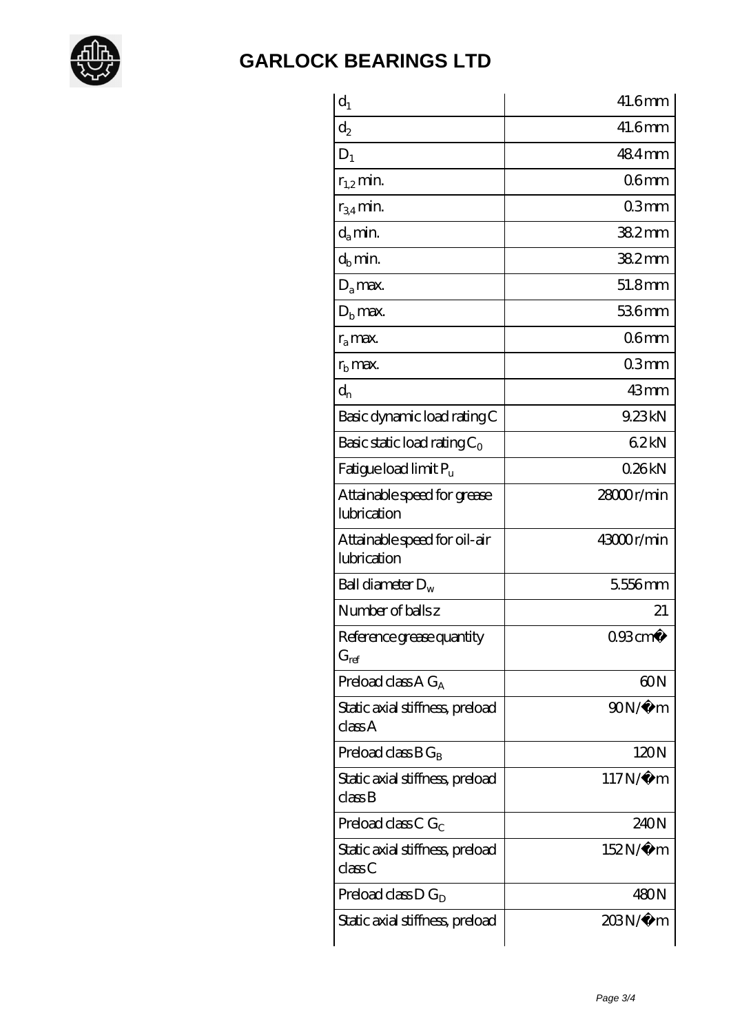# GARLOCK BEARINGS LTD

| | |
|---|---|
| $d_1$ | 41.6 mm |
| $d_2$ | 41.6 mm |
| $D_1$ | 48.4 mm |
| $r_{1,2}$ min. | 0.6 mm |
| $r_{3,4}$ min. | 0.3 mm |
| $d_a$ min. | 38.2 mm |
| $d_b$ min. | 38.2 mm |
| $D_a$ max. | 51.8 mm |
| $D_b$ max. | 53.6 mm |
| $r_a$ max. | 0.6 mm |
| $r_b$ max. | 0.3 mm |
| $d_n$ | 43 mm |
| Basic dynamic load rating C | 9.23 kN |
| Basic static load rating $C_0$ | 6.2 kN |
| Fatigue load limit $P_u$ | 0.26 kN |
| Attainable speed for grease lubrication | 28000 r/min |
| Attainable speed for oil-air lubrication | 43000 r/min |
| Ball diameter $D_w$ | 5.556 mm |
| Number of balls z | 21 |
| Reference grease quantity $G_{ref}$ | 0.93 cm� |
| Preload class A $G_A$ | 60 N |
| Static axial stiffness, preload class A | 90 N/�m |
| Preload class B $G_B$ | 120 N |
| Static axial stiffness, preload class B | 117 N/�m |
| Preload class C $G_C$ | 240 N |
| Static axial stiffness, preload class C | 152 N/�m |
| Preload class D $G_D$ | 480 N |
| Static axial stiffness, preload | 203 N/�m |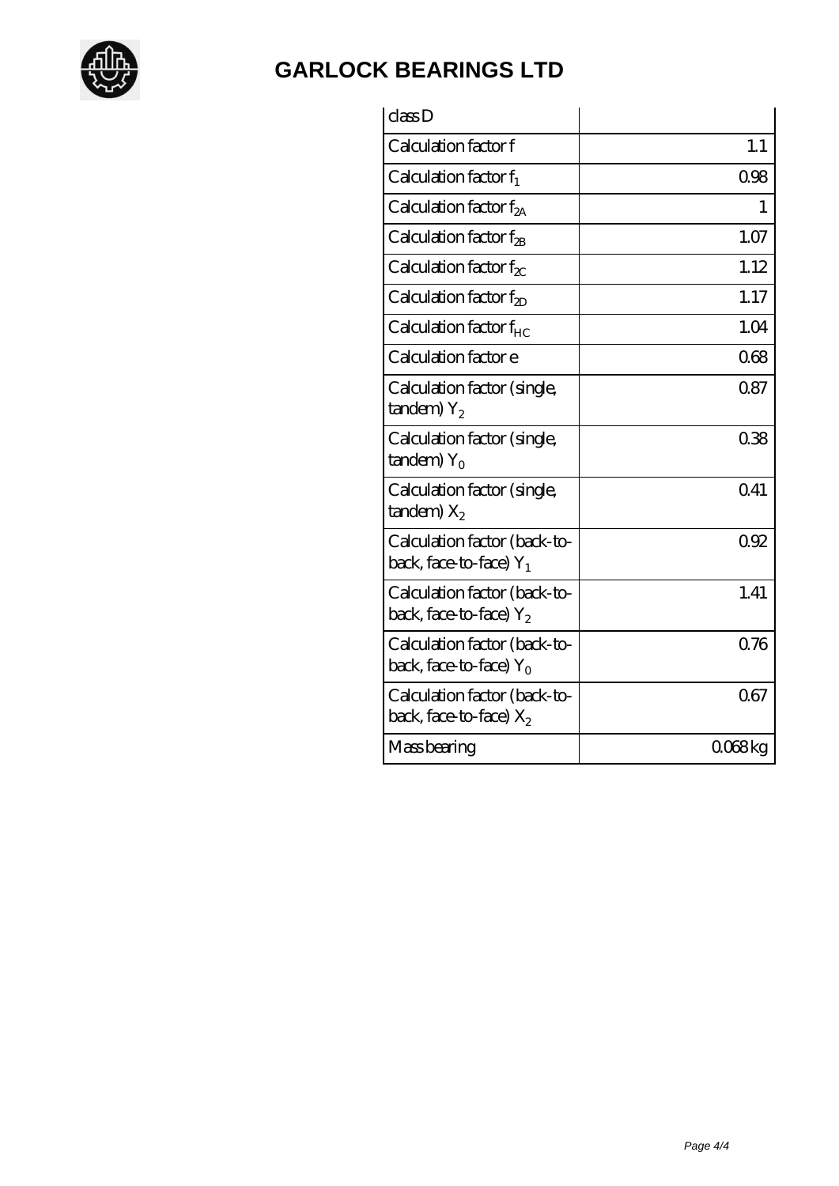# GARLOCK BEARINGS LTD

| | |
|---|---|
| class D | |
| Calculation factor f | 1.1 |
| Calculation factor $f_1$ | 0.98 |
| Calculation factor $f_{2A}$ | 1 |
| Calculation factor $f_{2B}$ | 1.07 |
| Calculation factor $f_{2C}$ | 1.12 |
| Calculation factor $f_{2D}$ | 1.17 |
| Calculation factor $f_{HC}$ | 1.04 |
| Calculation factor e | 0.68 |
| Calculation factor (single, tandem) $Y_2$ | 0.87 |
| Calculation factor (single, tandem) $Y_0$ | 0.38 |
| Calculation factor (single, tandem) $X_2$ | 0.41 |
| Calculation factor (back-to-back, face-to-face) $Y_1$ | 0.92 |
| Calculation factor (back-to-back, face-to-face) $Y_2$ | 1.41 |
| Calculation factor (back-to-back, face-to-face) $Y_0$ | 0.76 |
| Calculation factor (back-to-back, face-to-face) $X_2$ | 0.67 |
| Mass bearing | 0.068 kg |